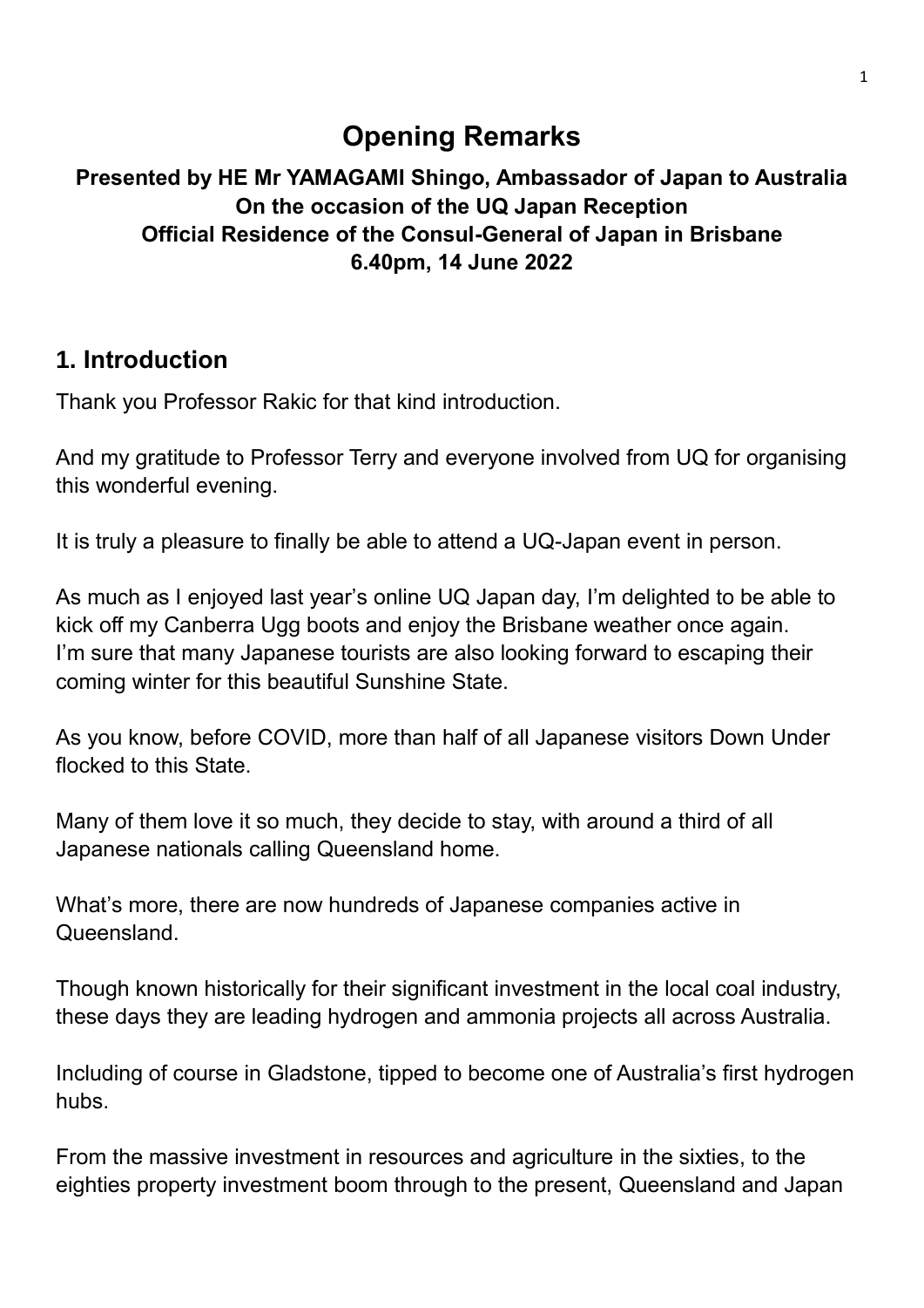# Opening Remarks

**Presented by HE Mr YAMAGAMI Shingo, Ambassador of Japan to Australia**
**On the occasion of the UQ Japan Reception**
**Official Residence of the Consul-General of Japan in Brisbane**
**6.40pm, 14 June 2022**

## 1. Introduction

Thank you Professor Rakic for that kind introduction.

And my gratitude to Professor Terry and everyone involved from UQ for organising this wonderful evening.

It is truly a pleasure to finally be able to attend a UQ-Japan event in person.

As much as I enjoyed last year's online UQ Japan day, I'm delighted to be able to kick off my Canberra Ugg boots and enjoy the Brisbane weather once again. I'm sure that many Japanese tourists are also looking forward to escaping their coming winter for this beautiful Sunshine State.

As you know, before COVID, more than half of all Japanese visitors Down Under flocked to this State.

Many of them love it so much, they decide to stay, with around a third of all Japanese nationals calling Queensland home.

What's more, there are now hundreds of Japanese companies active in Queensland.

Though known historically for their significant investment in the local coal industry, these days they are leading hydrogen and ammonia projects all across Australia.

Including of course in Gladstone, tipped to become one of Australia's first hydrogen hubs.

From the massive investment in resources and agriculture in the sixties, to the eighties property investment boom through to the present, Queensland and Japan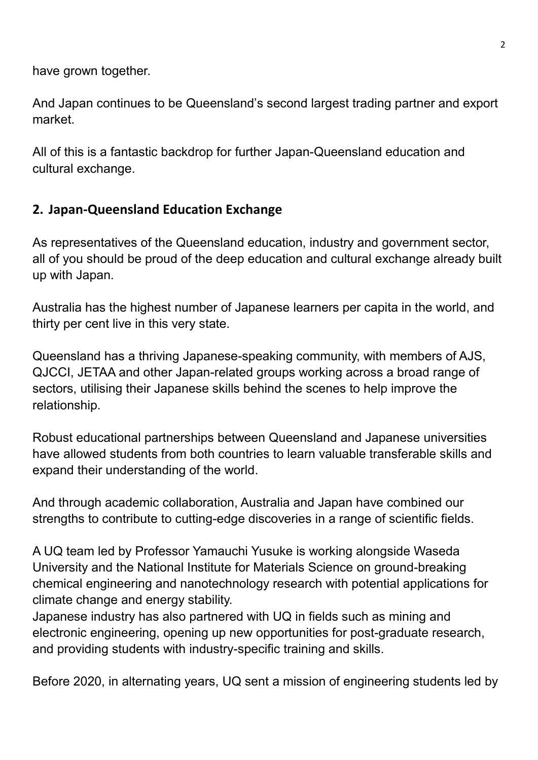have grown together.

And Japan continues to be Queensland's second largest trading partner and export market.

All of this is a fantastic backdrop for further Japan-Queensland education and cultural exchange.

## 2. Japan-Queensland Education Exchange

As representatives of the Queensland education, industry and government sector, all of you should be proud of the deep education and cultural exchange already built up with Japan.

Australia has the highest number of Japanese learners per capita in the world, and thirty per cent live in this very state.

Queensland has a thriving Japanese-speaking community, with members of AJS, QJCCI, JETAA and other Japan-related groups working across a broad range of sectors, utilising their Japanese skills behind the scenes to help improve the relationship.

Robust educational partnerships between Queensland and Japanese universities have allowed students from both countries to learn valuable transferable skills and expand their understanding of the world.

And through academic collaboration, Australia and Japan have combined our strengths to contribute to cutting-edge discoveries in a range of scientific fields.

A UQ team led by Professor Yamauchi Yusuke is working alongside Waseda University and the National Institute for Materials Science on ground-breaking chemical engineering and nanotechnology research with potential applications for climate change and energy stability.
Japanese industry has also partnered with UQ in fields such as mining and electronic engineering, opening up new opportunities for post-graduate research, and providing students with industry-specific training and skills.

Before 2020, in alternating years, UQ sent a mission of engineering students led by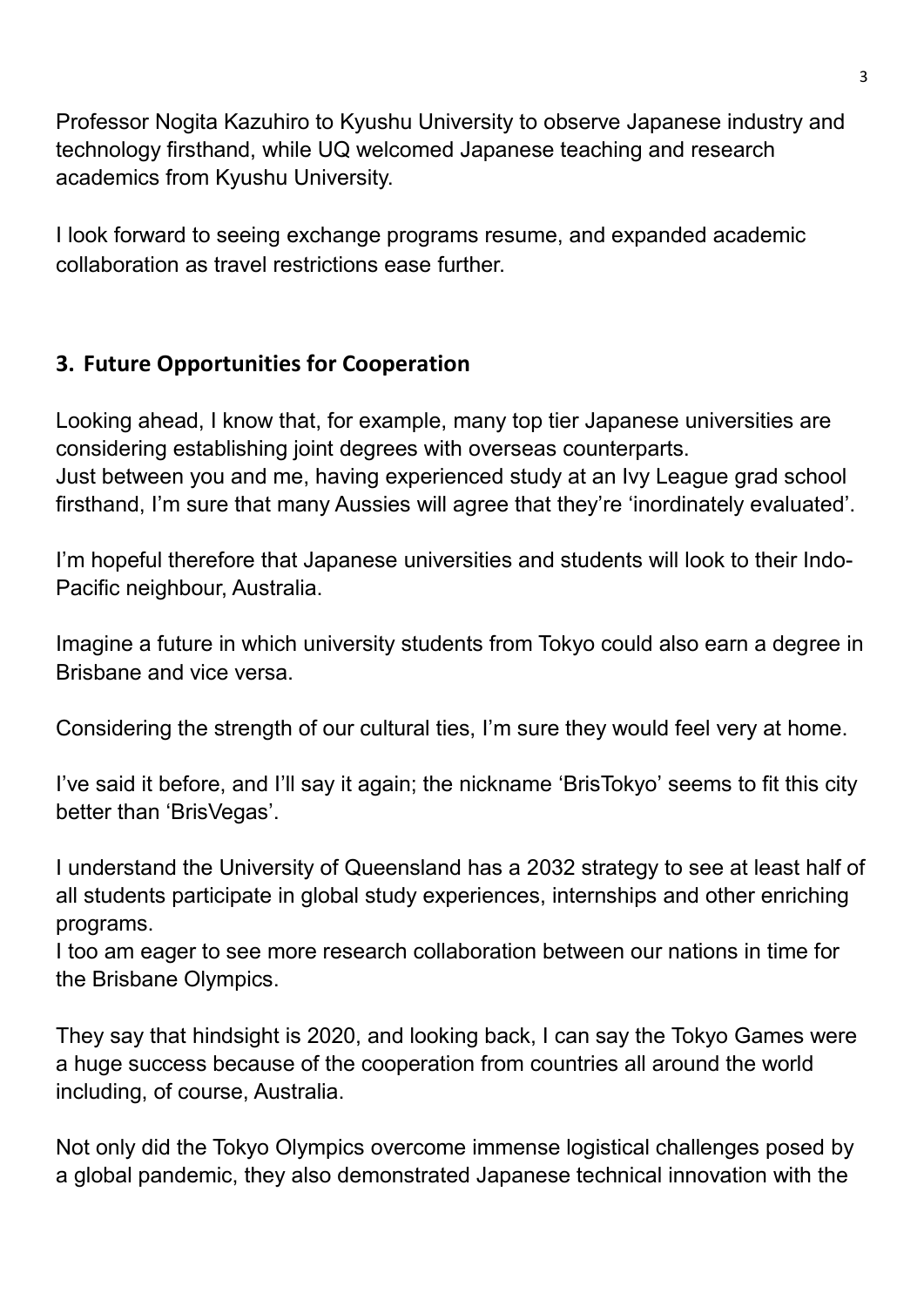Professor Nogita Kazuhiro to Kyushu University to observe Japanese industry and technology firsthand, while UQ welcomed Japanese teaching and research academics from Kyushu University.

I look forward to seeing exchange programs resume, and expanded academic collaboration as travel restrictions ease further.

## 3. Future Opportunities for Cooperation

Looking ahead, I know that, for example, many top tier Japanese universities are considering establishing joint degrees with overseas counterparts.
Just between you and me, having experienced study at an Ivy League grad school firsthand, I'm sure that many Aussies will agree that they're 'inordinately evaluated'.

I'm hopeful therefore that Japanese universities and students will look to their Indo-Pacific neighbour, Australia.

Imagine a future in which university students from Tokyo could also earn a degree in Brisbane and vice versa.

Considering the strength of our cultural ties, I'm sure they would feel very at home.

I've said it before, and I'll say it again; the nickname 'BrisTokyo' seems to fit this city better than 'BrisVegas'.

I understand the University of Queensland has a 2032 strategy to see at least half of all students participate in global study experiences, internships and other enriching programs.
I too am eager to see more research collaboration between our nations in time for the Brisbane Olympics.

They say that hindsight is 2020, and looking back, I can say the Tokyo Games were a huge success because of the cooperation from countries all around the world including, of course, Australia.

Not only did the Tokyo Olympics overcome immense logistical challenges posed by a global pandemic, they also demonstrated Japanese technical innovation with the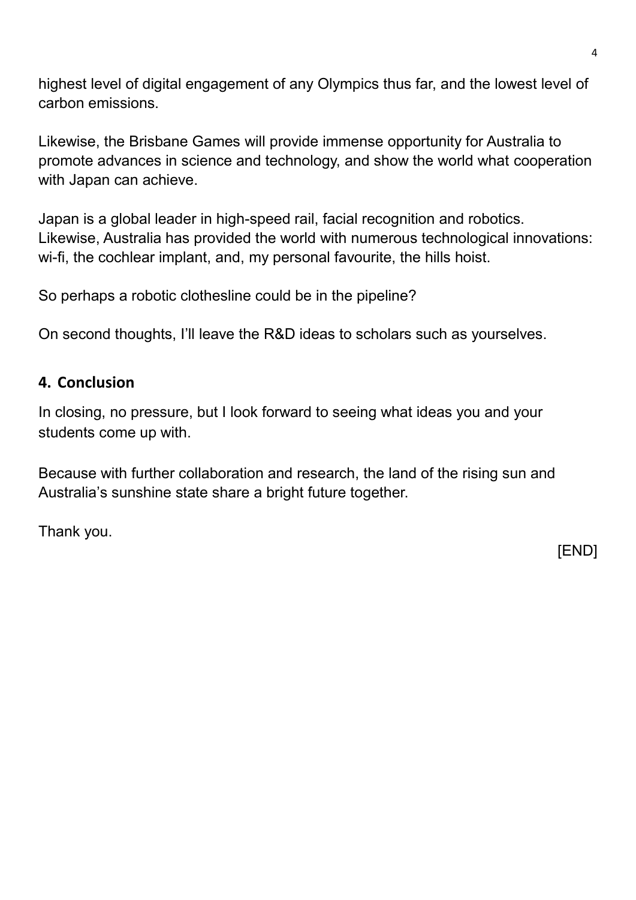highest level of digital engagement of any Olympics thus far, and the lowest level of carbon emissions.

Likewise, the Brisbane Games will provide immense opportunity for Australia to promote advances in science and technology, and show the world what cooperation with Japan can achieve.

Japan is a global leader in high-speed rail, facial recognition and robotics. Likewise, Australia has provided the world with numerous technological innovations: wi-fi, the cochlear implant, and, my personal favourite, the hills hoist.

So perhaps a robotic clothesline could be in the pipeline?

On second thoughts, I'll leave the R&D ideas to scholars such as yourselves.

## 4. Conclusion

In closing, no pressure, but I look forward to seeing what ideas you and your students come up with.

Because with further collaboration and research, the land of the rising sun and Australia's sunshine state share a bright future together.

Thank you.

[END]